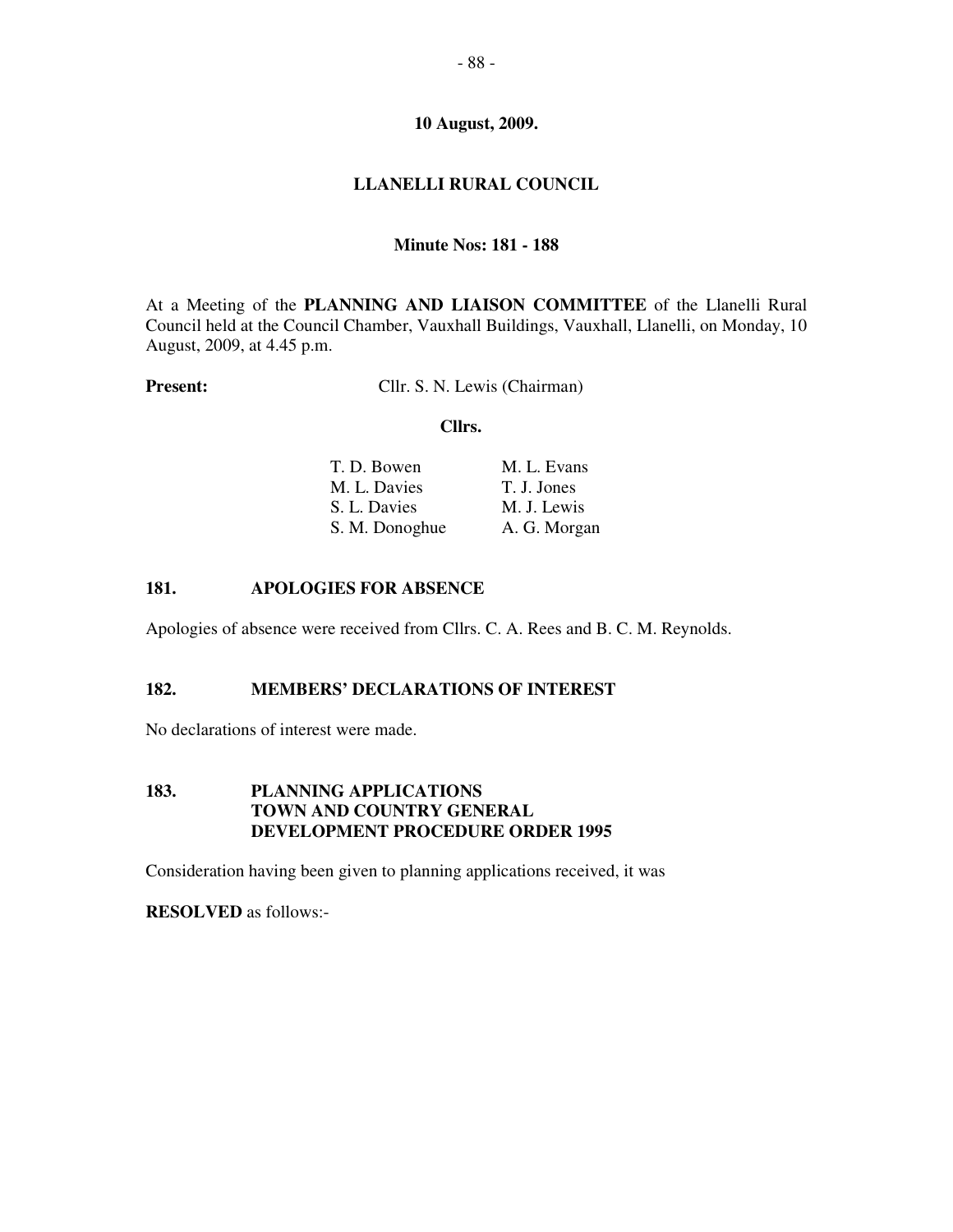**10 August, 2009.**

**LLANELLI RURAL COUNCIL**

**Minute Nos: 181 - 188**

At a Meeting of the **PLANNING AND LIAISON COMMITTEE** of the Llanelli Rural Council held at the Council Chamber, Vauxhall Buildings, Vauxhall, Llanelli, on Monday, 10 August, 2009, at 4.45 p.m.

**Present:** Cllr. S. N. Lewis (Chairman)

**Cllrs.**

| | |
|---|---|
| T. D. Bowen | M. L. Evans |
| M. L. Davies | T. J. Jones |
| S. L. Davies | M. J. Lewis |
| S. M. Donoghue | A. G. Morgan |

## 181. APOLOGIES FOR ABSENCE

Apologies of absence were received from Cllrs. C. A. Rees and B. C. M. Reynolds.

## 182. MEMBERS' DECLARATIONS OF INTEREST

No declarations of interest were made.

## 183. PLANNING APPLICATIONS TOWN AND COUNTRY GENERAL DEVELOPMENT PROCEDURE ORDER 1995

Consideration having been given to planning applications received, it was

**RESOLVED** as follows:-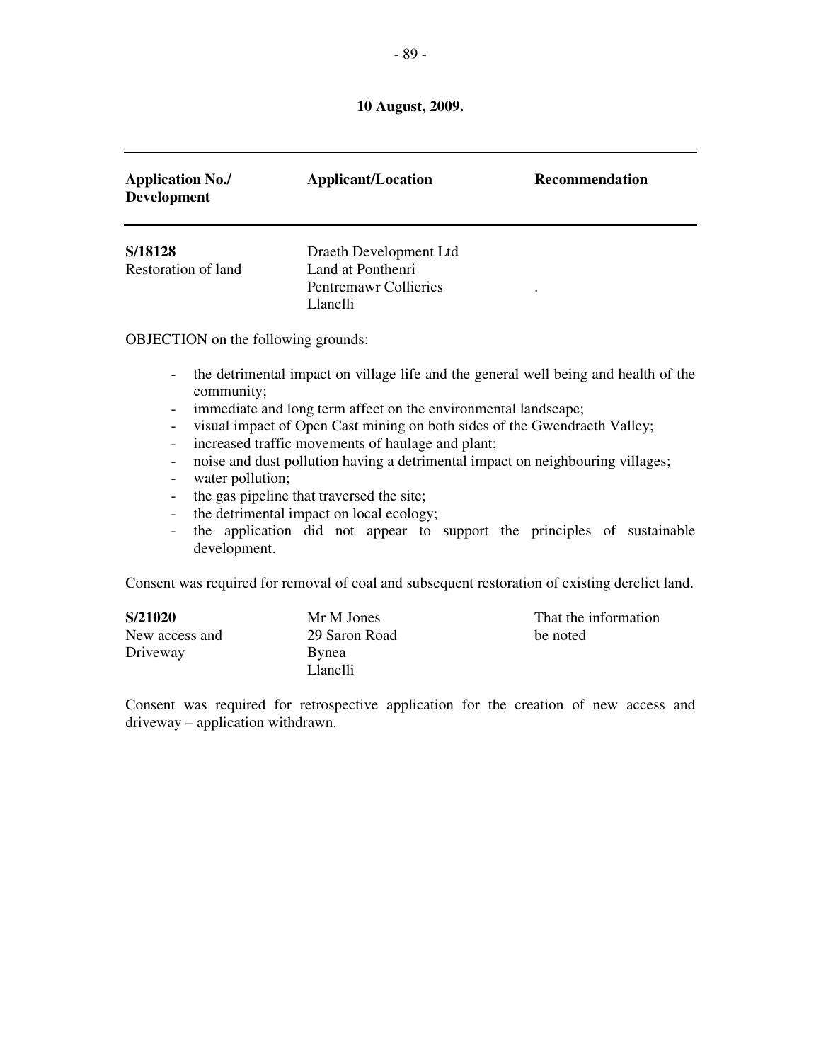**10 August, 2009.**

| Application No./ Development | Applicant/Location | Recommendation |
|---|---|---|
| **S/18128** Restoration of land | Draeth Development Ltd Land at Ponthenri Pentremawr Collieries Llanelli | . |

OBJECTION on the following grounds:

- the detrimental impact on village life and the general well being and health of the community;
- immediate and long term affect on the environmental landscape;
- visual impact of Open Cast mining on both sides of the Gwendraeth Valley;
- increased traffic movements of haulage and plant;
- noise and dust pollution having a detrimental impact on neighbouring villages;
- water pollution;
- the gas pipeline that traversed the site;
- the detrimental impact on local ecology;
- the application did not appear to support the principles of sustainable development.

Consent was required for removal of coal and subsequent restoration of existing derelict land.

| Application No./ Development | Applicant/Location | Recommendation |
|---|---|---|
| **S/21020** New access and Driveway | Mr M Jones 29 Saron Road Bynea Llanelli | That the information be noted |

Consent was required for retrospective application for the creation of new access and driveway – application withdrawn.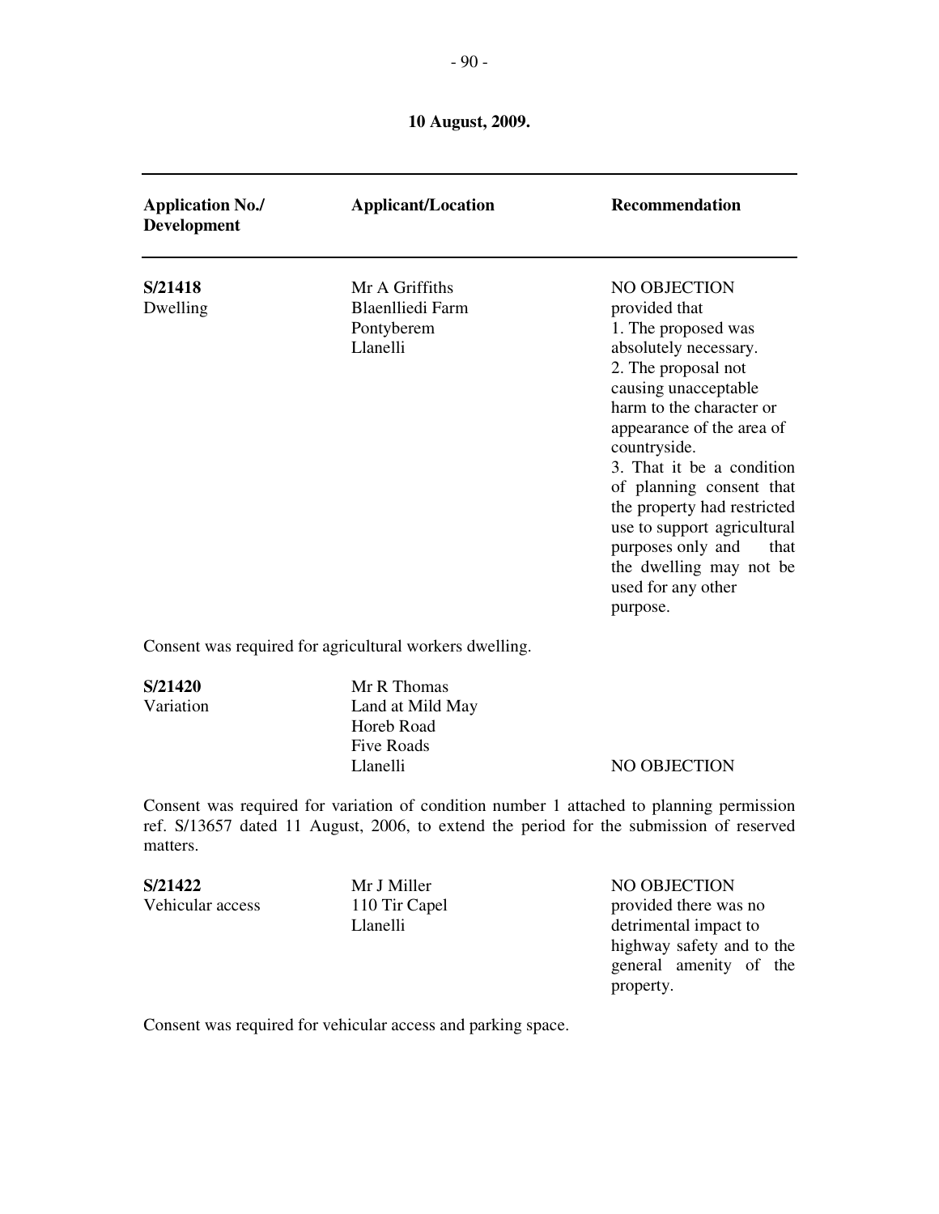**10 August, 2009.**

| Application No./ Development | Applicant/Location | Recommendation |
|---|---|---|
| **S/21418** Dwelling | Mr A Griffiths Blaenlliedi Farm Pontyberem Llanelli | NO OBJECTION provided that 1. The proposed was absolutely necessary. 2. The proposal not causing unacceptable harm to the character or appearance of the area of countryside. 3. That it be a condition of planning consent that the property had restricted use to support agricultural purposes only and that the dwelling may not be used for any other purpose. |

Consent was required for agricultural workers dwelling.

| | | |
|---|---|---|
| **S/21420** Variation | Mr R Thomas Land at Mild May Horeb Road Five Roads Llanelli | NO OBJECTION |

Consent was required for variation of condition number 1 attached to planning permission ref. S/13657 dated 11 August, 2006, to extend the period for the submission of reserved matters.

| | | |
|---|---|---|
| **S/21422** Vehicular access | Mr J Miller 110 Tir Capel Llanelli | NO OBJECTION provided there was no detrimental impact to highway safety and to the general amenity of the property. |

Consent was required for vehicular access and parking space.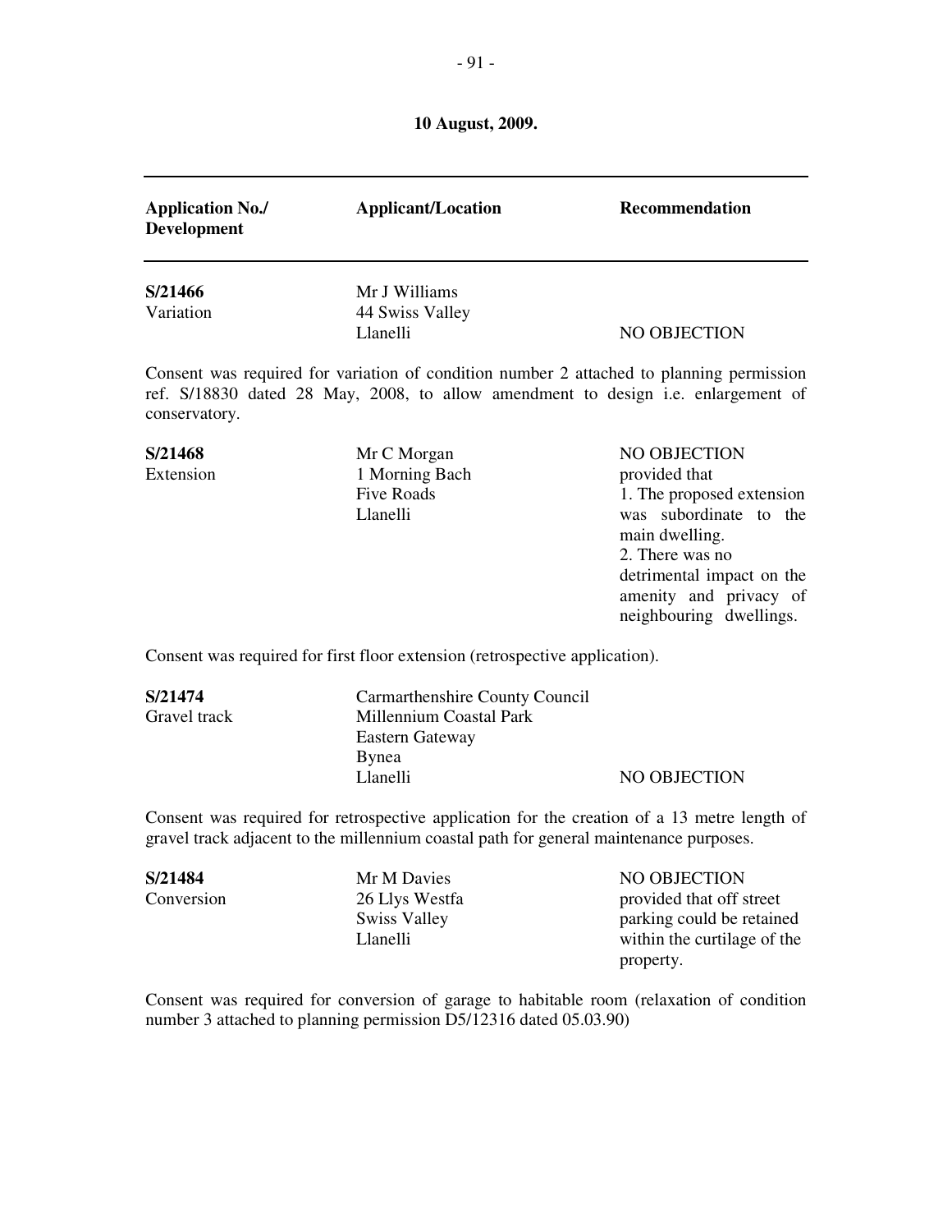**10 August, 2009.**

| Application No./ Development | Applicant/Location | Recommendation |
|---|---|---|
| **S/21466** Variation | Mr J Williams 44 Swiss Valley Llanelli | NO OBJECTION |

Consent was required for variation of condition number 2 attached to planning permission ref. S/18830 dated 28 May, 2008, to allow amendment to design i.e. enlargement of conservatory.

| Application No./ Development | Applicant/Location | Recommendation |
|---|---|---|
| **S/21468** Extension | Mr C Morgan 1 Morning Bach Five Roads Llanelli | NO OBJECTION provided that 1. The proposed extension was subordinate to the main dwelling. 2. There was no detrimental impact on the amenity and privacy of neighbouring dwellings. |

Consent was required for first floor extension (retrospective application).

| Application No./ Development | Applicant/Location | Recommendation |
|---|---|---|
| **S/21474** Gravel track | Carmarthenshire County Council Millennium Coastal Park Eastern Gateway Bynea Llanelli | NO OBJECTION |

Consent was required for retrospective application for the creation of a 13 metre length of gravel track adjacent to the millennium coastal path for general maintenance purposes.

| Application No./ Development | Applicant/Location | Recommendation |
|---|---|---|
| **S/21484** Conversion | Mr M Davies 26 Llys Westfa Swiss Valley Llanelli | NO OBJECTION provided that off street parking could be retained within the curtilage of the property. |

Consent was required for conversion of garage to habitable room (relaxation of condition number 3 attached to planning permission D5/12316 dated 05.03.90)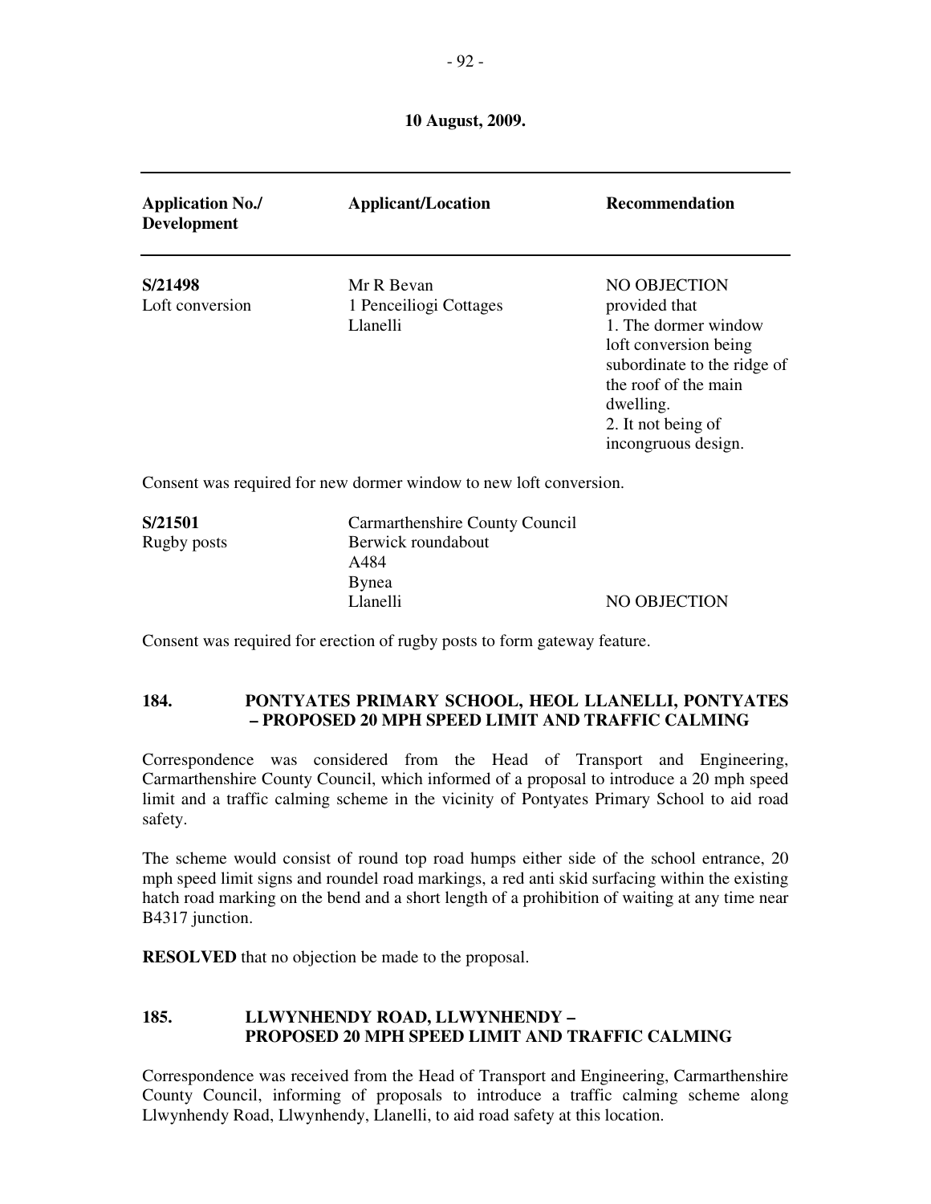**10 August, 2009.**

| Application No./ Development | Applicant/Location | Recommendation |
|---|---|---|
| **S/21498** Loft conversion | Mr R Bevan 1 Penceiliogi Cottages Llanelli | NO OBJECTION provided that 1. The dormer window loft conversion being subordinate to the ridge of the roof of the main dwelling. 2. It not being of incongruous design. |

Consent was required for new dormer window to new loft conversion.

| | | |
|---|---|---|
| **S/21501** Rugby posts | Carmarthenshire County Council Berwick roundabout A484 Bynea Llanelli | NO OBJECTION |

Consent was required for erection of rugby posts to form gateway feature.

## 184. PONTYATES PRIMARY SCHOOL, HEOL LLANELLI, PONTYATES – PROPOSED 20 MPH SPEED LIMIT AND TRAFFIC CALMING

Correspondence was considered from the Head of Transport and Engineering, Carmarthenshire County Council, which informed of a proposal to introduce a 20 mph speed limit and a traffic calming scheme in the vicinity of Pontyates Primary School to aid road safety.

The scheme would consist of round top road humps either side of the school entrance, 20 mph speed limit signs and roundel road markings, a red anti skid surfacing within the existing hatch road marking on the bend and a short length of a prohibition of waiting at any time near B4317 junction.

**RESOLVED** that no objection be made to the proposal.

## 185. LLWYNHENDY ROAD, LLWYNHENDY – PROPOSED 20 MPH SPEED LIMIT AND TRAFFIC CALMING

Correspondence was received from the Head of Transport and Engineering, Carmarthenshire County Council, informing of proposals to introduce a traffic calming scheme along Llwynhendy Road, Llwynhendy, Llanelli, to aid road safety at this location.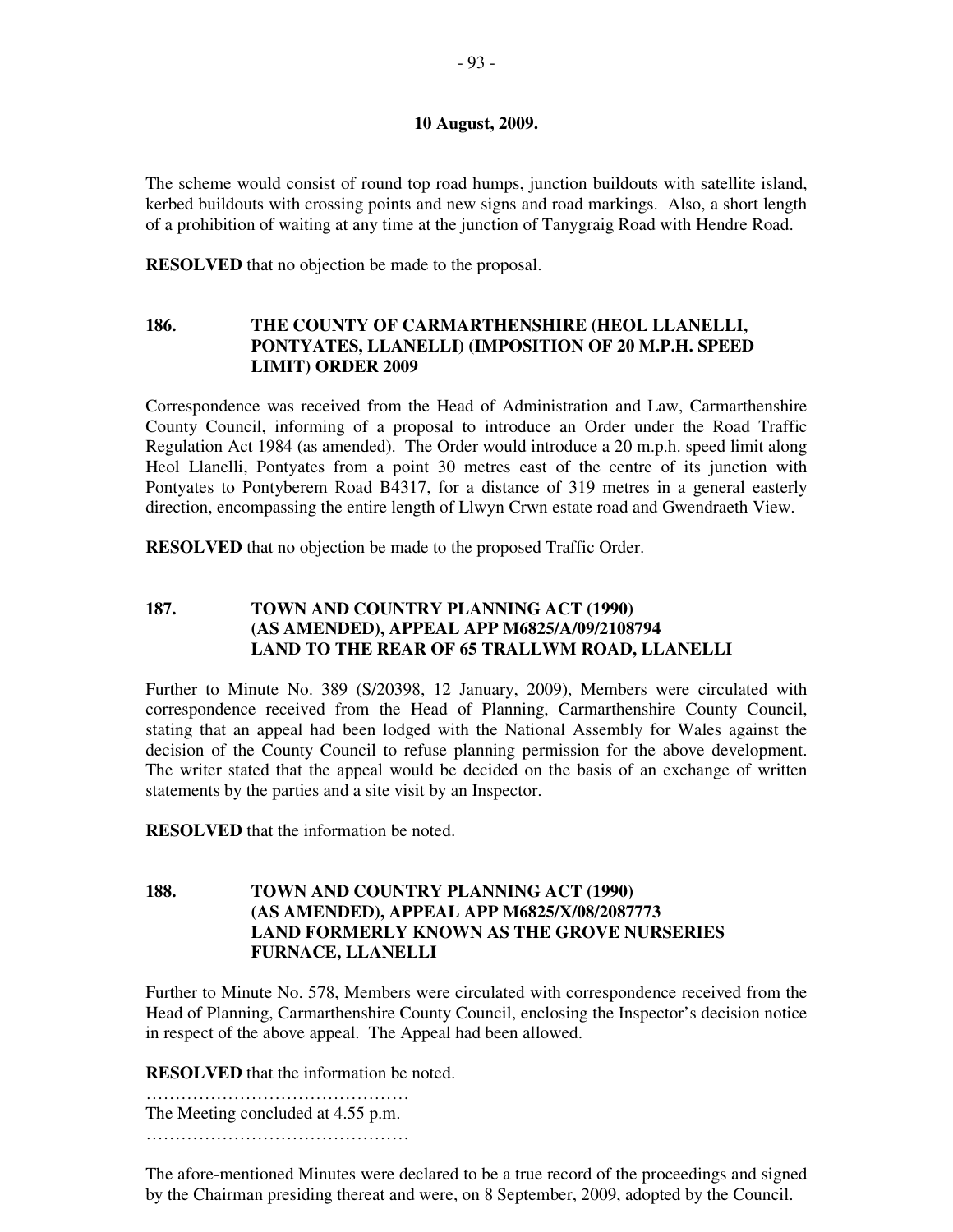**10 August, 2009.**

The scheme would consist of round top road humps, junction buildouts with satellite island, kerbed buildouts with crossing points and new signs and road markings. Also, a short length of a prohibition of waiting at any time at the junction of Tanygraig Road with Hendre Road.

**RESOLVED** that no objection be made to the proposal.

## 186. THE COUNTY OF CARMARTHENSHIRE (HEOL LLANELLI, PONTYATES, LLANELLI) (IMPOSITION OF 20 M.P.H. SPEED LIMIT) ORDER 2009

Correspondence was received from the Head of Administration and Law, Carmarthenshire County Council, informing of a proposal to introduce an Order under the Road Traffic Regulation Act 1984 (as amended). The Order would introduce a 20 m.p.h. speed limit along Heol Llanelli, Pontyates from a point 30 metres east of the centre of its junction with Pontyates to Pontyberem Road B4317, for a distance of 319 metres in a general easterly direction, encompassing the entire length of Llwyn Crwn estate road and Gwendraeth View.

**RESOLVED** that no objection be made to the proposed Traffic Order.

## 187. TOWN AND COUNTRY PLANNING ACT (1990) (AS AMENDED), APPEAL APP M6825/A/09/2108794 LAND TO THE REAR OF 65 TRALLWM ROAD, LLANELLI

Further to Minute No. 389 (S/20398, 12 January, 2009), Members were circulated with correspondence received from the Head of Planning, Carmarthenshire County Council, stating that an appeal had been lodged with the National Assembly for Wales against the decision of the County Council to refuse planning permission for the above development. The writer stated that the appeal would be decided on the basis of an exchange of written statements by the parties and a site visit by an Inspector.

**RESOLVED** that the information be noted.

## 188. TOWN AND COUNTRY PLANNING ACT (1990) (AS AMENDED), APPEAL APP M6825/X/08/2087773 LAND FORMERLY KNOWN AS THE GROVE NURSERIES FURNACE, LLANELLI

Further to Minute No. 578, Members were circulated with correspondence received from the Head of Planning, Carmarthenshire County Council, enclosing the Inspector's decision notice in respect of the above appeal. The Appeal had been allowed.

**RESOLVED** that the information be noted.

………………………………………

The Meeting concluded at 4.55 p.m.

………………………………………

The afore-mentioned Minutes were declared to be a true record of the proceedings and signed by the Chairman presiding thereat and were, on 8 September, 2009, adopted by the Council.